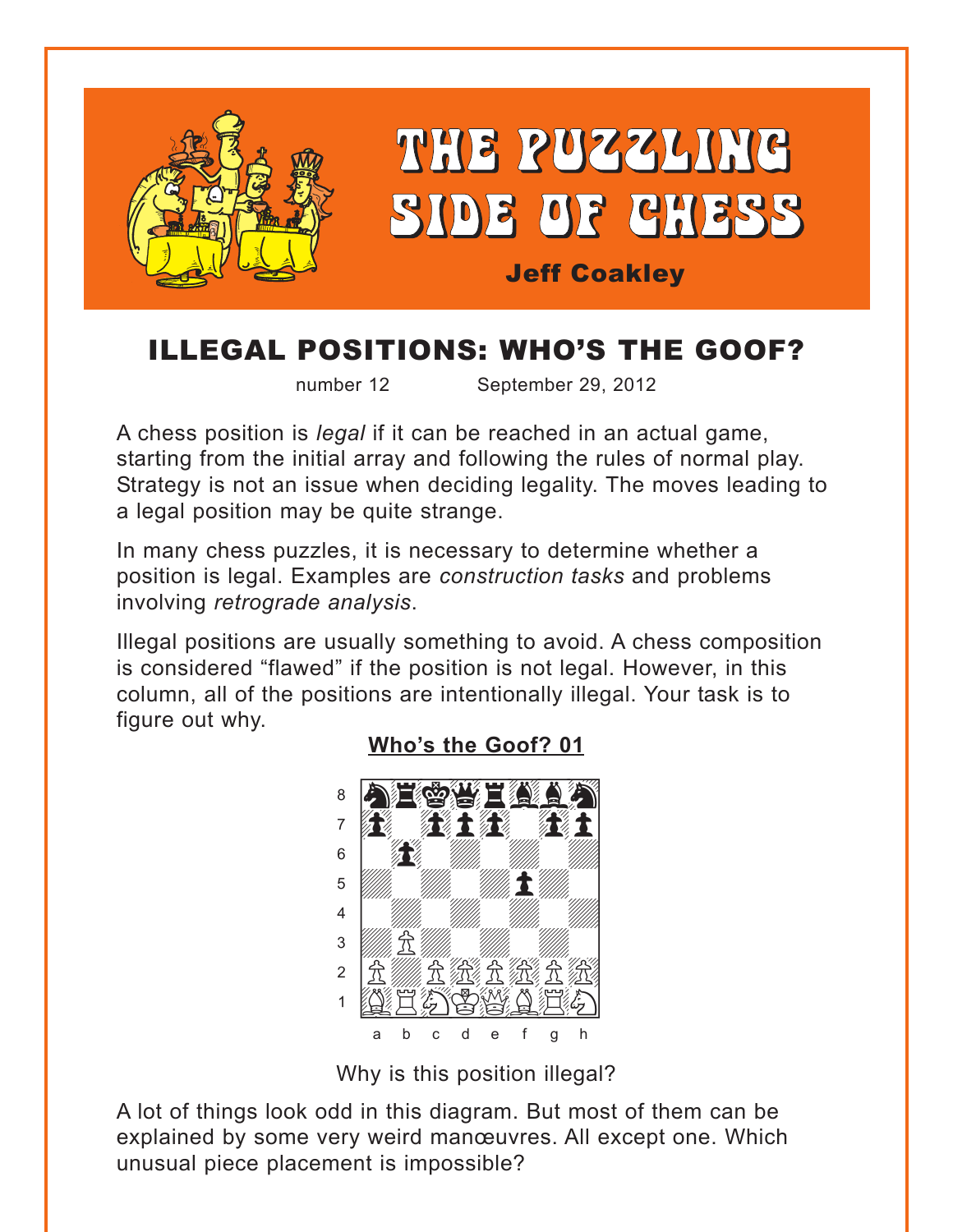# THE PUZZLING SIDE OF CHESS

**Jeff Coakley**

## ILLEGAL POSITIONS: WHO'S THE GOOF?

number 12 September 29, 2012

A chess position is *legal* if it can be reached in an actual game, starting from the initial array and following the rules of normal play. Strategy is not an issue when deciding legality. The moves leading to a legal position may be quite strange.

In many chess puzzles, it is necessary to determine whether a position is legal. Examples are *construction tasks* and problems involving *retrograde analysis*.

Illegal positions are usually something to avoid. A chess composition is considered "flawed" if the position is not legal. However, in this column, all of the positions are intentionally illegal. Your task is to figure out why.

### Who's the Goof? 01

Why is this position illegal?

A lot of things look odd in this diagram. But most of them can be explained by some very weird manœuvres. All except one. Which unusual piece placement is impossible?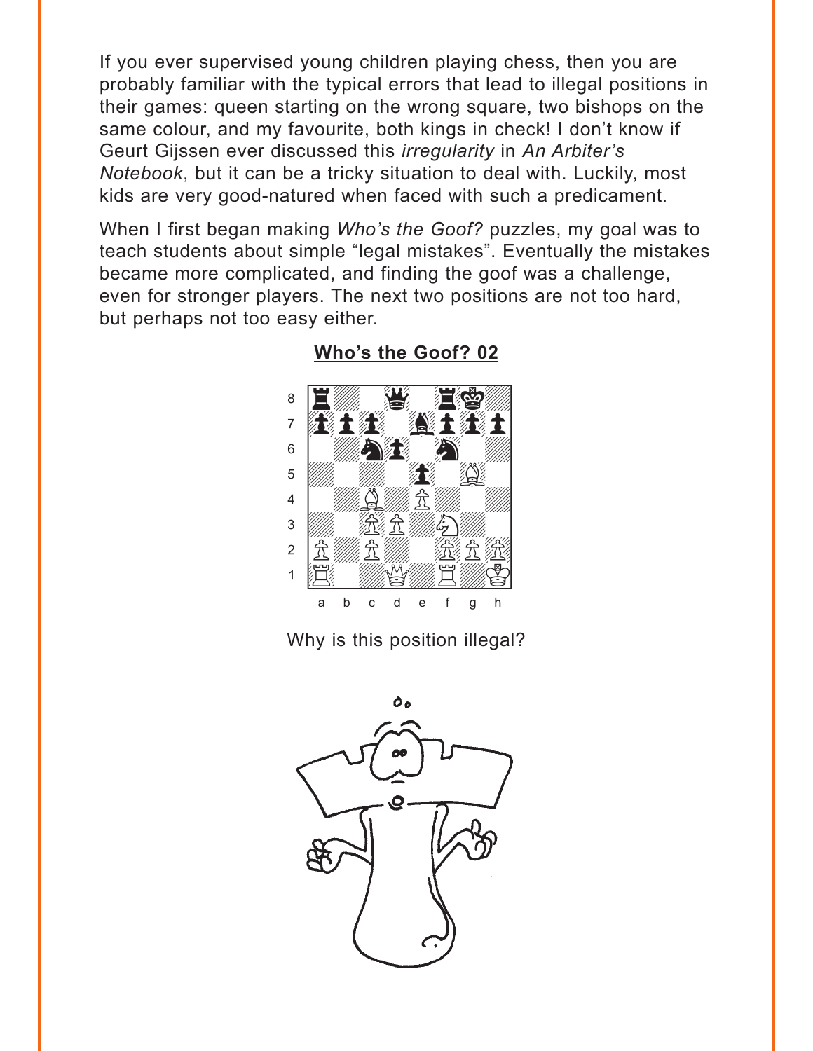If you ever supervised young children playing chess, then you are probably familiar with the typical errors that lead to illegal positions in their games: queen starting on the wrong square, two bishops on the same colour, and my favourite, both kings in check! I don't know if Geurt Gijssen ever discussed this *irregularity* in *An Arbiter's Notebook*, but it can be a tricky situation to deal with. Luckily, most kids are very good-natured when faced with such a predicament.

When I first began making *Who's the Goof?* puzzles, my goal was to teach students about simple "legal mistakes". Eventually the mistakes became more complicated, and finding the goof was a challenge, even for stronger players. The next two positions are not too hard, but perhaps not too easy either.

## Who's the Goof? 02

Why is this position illegal?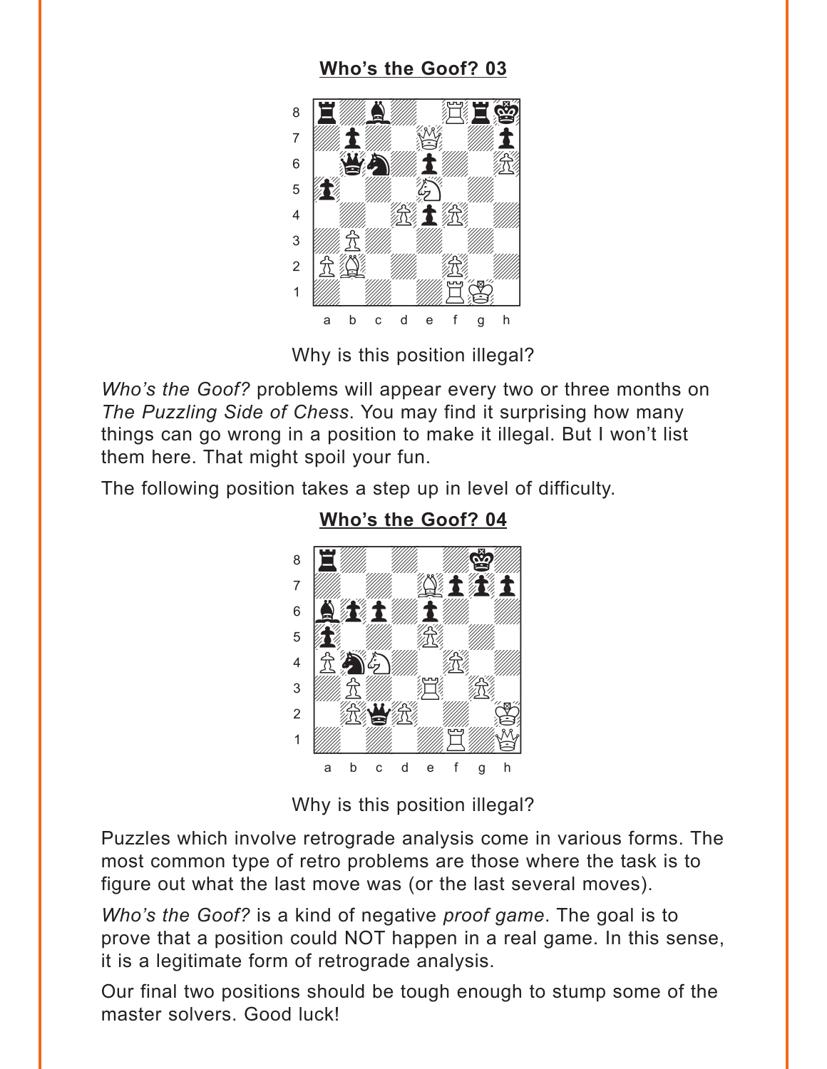**Who's the Goof? 03**

Why is this position illegal?

*Who's the Goof?* problems will appear every two or three months on *The Puzzling Side of Chess*. You may find it surprising how many things can go wrong in a position to make it illegal. But I won't list them here. That might spoil your fun.

The following position takes a step up in level of difficulty.

**Who's the Goof? 04**

Why is this position illegal?

Puzzles which involve retrograde analysis come in various forms. The most common type of retro problems are those where the task is to figure out what the last move was (or the last several moves).

*Who's the Goof?* is a kind of negative *proof game*. The goal is to prove that a position could NOT happen in a real game. In this sense, it is a legitimate form of retrograde analysis.

Our final two positions should be tough enough to stump some of the master solvers. Good luck!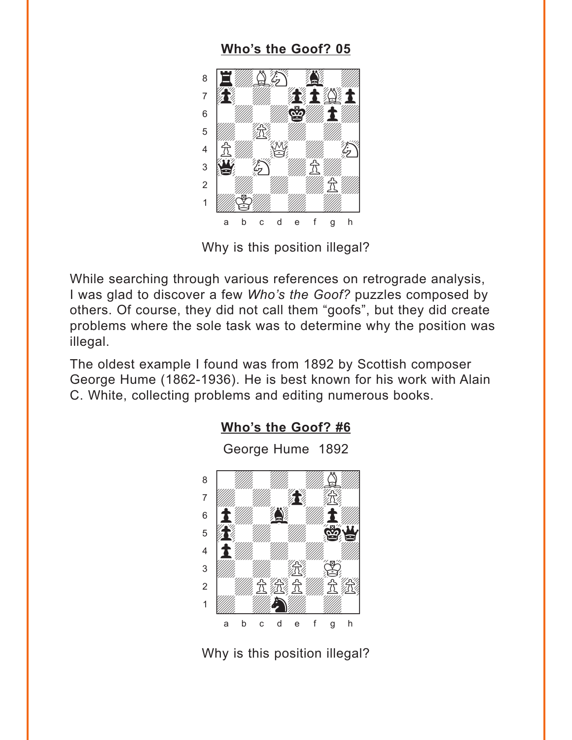**Who's the Goof? 05**

Why is this position illegal?

While searching through various references on retrograde analysis, I was glad to discover a few *Who's the Goof?* puzzles composed by others. Of course, they did not call them "goofs", but they did create problems where the sole task was to determine why the position was illegal.

The oldest example I found was from 1892 by Scottish composer George Hume (1862-1936). He is best known for his work with Alain C. White, collecting problems and editing numerous books.

**Who's the Goof? #6**

George Hume 1892

Why is this position illegal?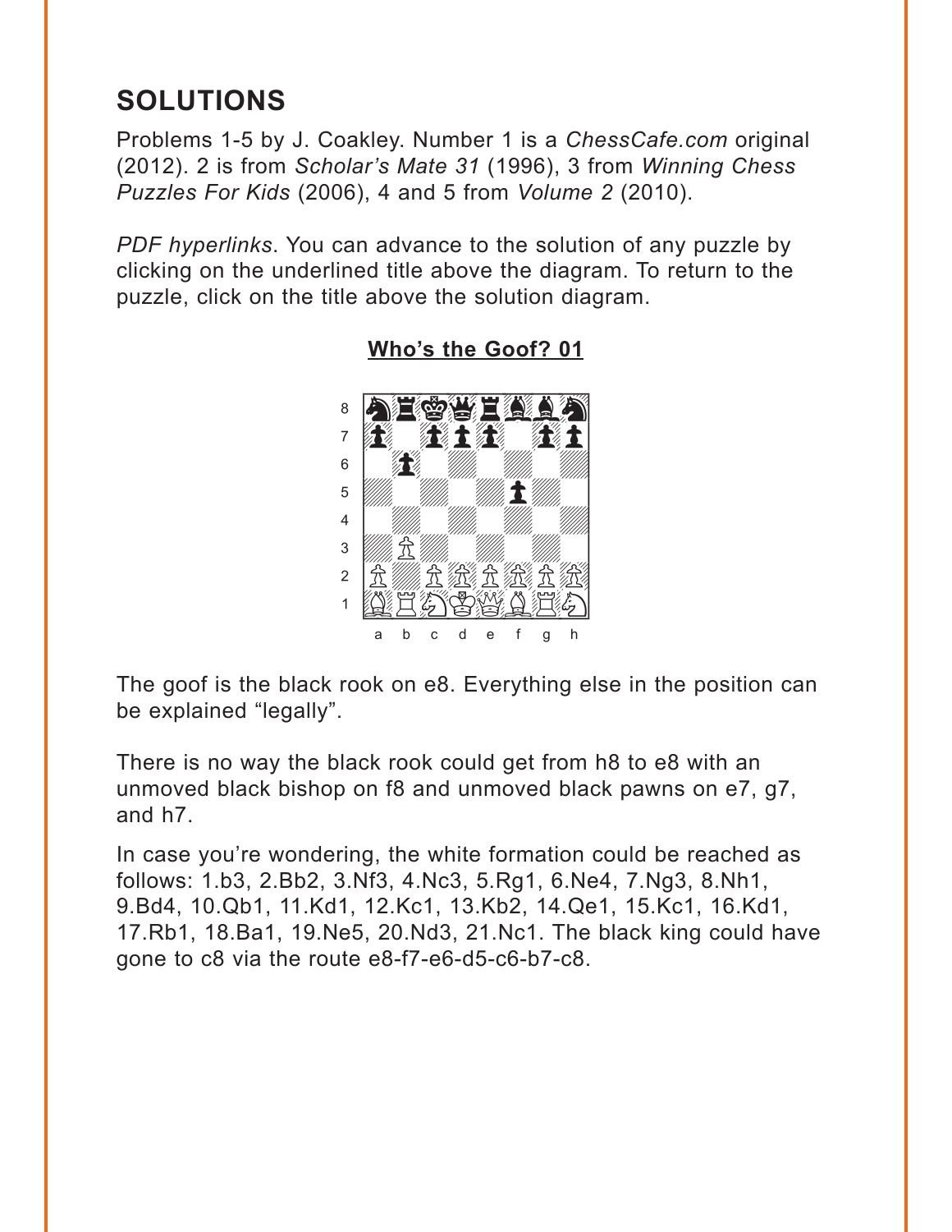## SOLUTIONS

Problems 1-5 by J. Coakley. Number 1 is a *ChessCafe.com* original (2012). 2 is from *Scholar's Mate 31* (1996), 3 from *Winning Chess Puzzles For Kids* (2006), 4 and 5 from *Volume 2* (2010).

*PDF hyperlinks*. You can advance to the solution of any puzzle by clicking on the underlined title above the diagram. To return to the puzzle, click on the title above the solution diagram.

### Who's the Goof? 01

The goof is the black rook on e8. Everything else in the position can be explained "legally".

There is no way the black rook could get from h8 to e8 with an unmoved black bishop on f8 and unmoved black pawns on e7, g7, and h7.

In case you're wondering, the white formation could be reached as follows: 1.b3, 2.Bb2, 3.Nf3, 4.Nc3, 5.Rg1, 6.Ne4, 7.Ng3, 8.Nh1, 9.Bd4, 10.Qb1, 11.Kd1, 12.Kc1, 13.Kb2, 14.Qe1, 15.Kc1, 16.Kd1, 17.Rb1, 18.Ba1, 19.Ne5, 20.Nd3, 21.Nc1. The black king could have gone to c8 via the route e8-f7-e6-d5-c6-b7-c8.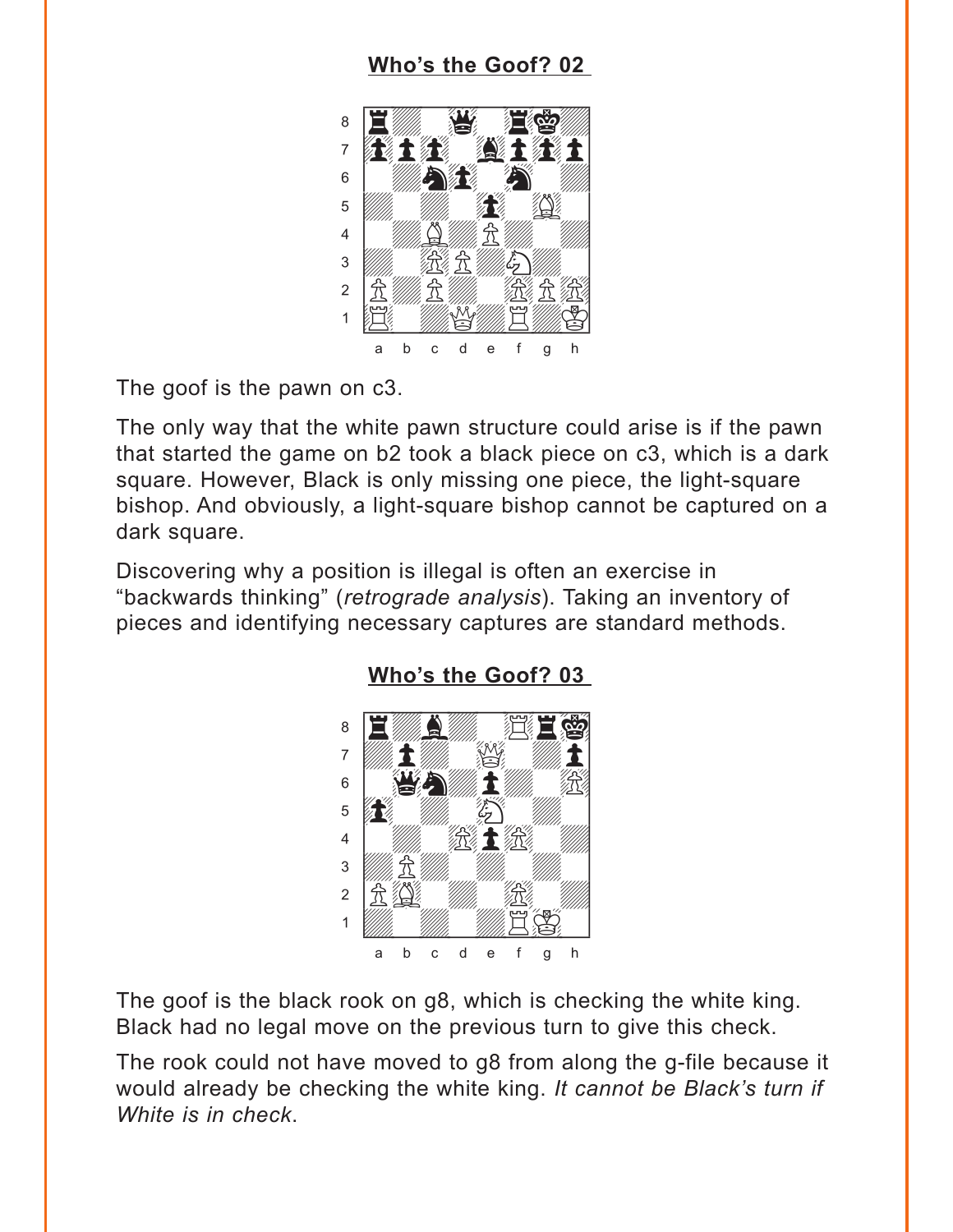## Who's the Goof? 02

The goof is the pawn on c3.

The only way that the white pawn structure could arise is if the pawn that started the game on b2 took a black piece on c3, which is a dark square. However, Black is only missing one piece, the light-square bishop. And obviously, a light-square bishop cannot be captured on a dark square.

Discovering why a position is illegal is often an exercise in "backwards thinking" (*retrograde analysis*). Taking an inventory of pieces and identifying necessary captures are standard methods.

## Who's the Goof? 03

The goof is the black rook on g8, which is checking the white king. Black had no legal move on the previous turn to give this check.

The rook could not have moved to g8 from along the g-file because it would already be checking the white king. *It cannot be Black's turn if White is in check.*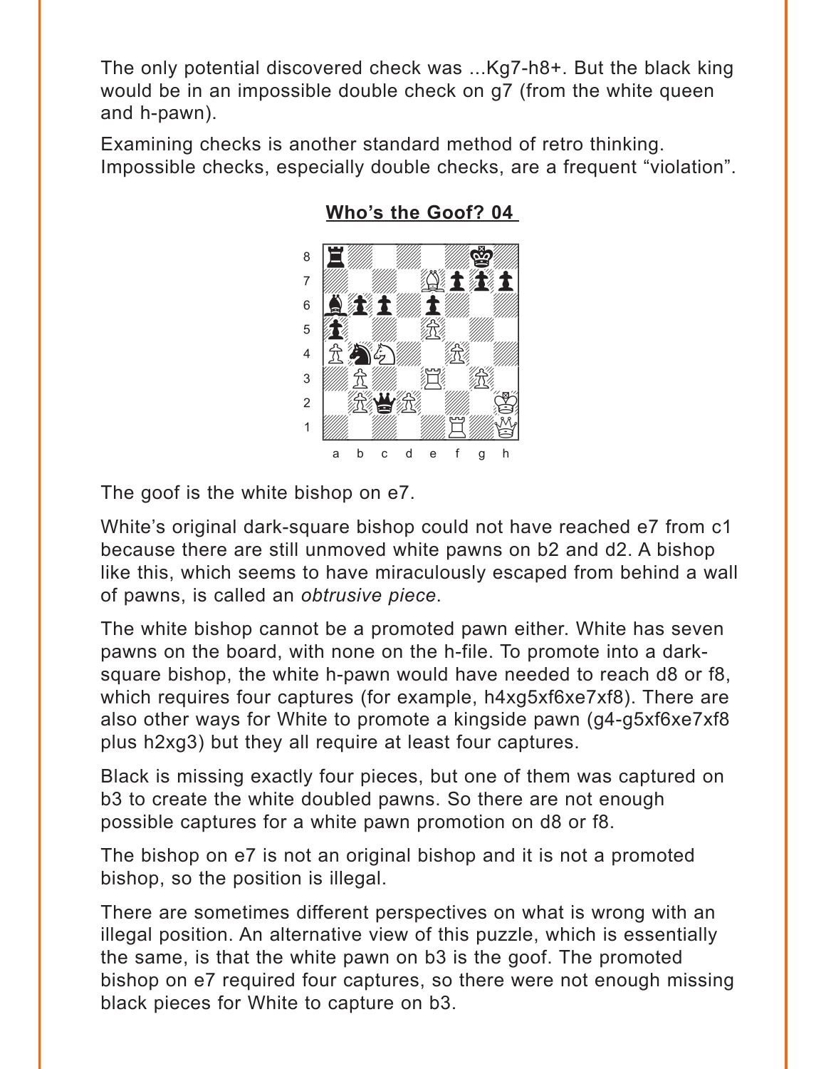The only potential discovered check was ...Kg7-h8+. But the black king would be in an impossible double check on g7 (from the white queen and h-pawn).

Examining checks is another standard method of retro thinking. Impossible checks, especially double checks, are a frequent “violation”.

## Who’s the Goof? 04

The goof is the white bishop on e7.

White’s original dark-square bishop could not have reached e7 from c1 because there are still unmoved white pawns on b2 and d2. A bishop like this, which seems to have miraculously escaped from behind a wall of pawns, is called an *obtrusive piece*.

The white bishop cannot be a promoted pawn either. White has seven pawns on the board, with none on the h-file. To promote into a dark-square bishop, the white h-pawn would have needed to reach d8 or f8, which requires four captures (for example, h4xg5xf6xe7xf8). There are also other ways for White to promote a kingside pawn (g4-g5xf6xe7xf8 plus h2xg3) but they all require at least four captures.

Black is missing exactly four pieces, but one of them was captured on b3 to create the white doubled pawns. So there are not enough possible captures for a white pawn promotion on d8 or f8.

The bishop on e7 is not an original bishop and it is not a promoted bishop, so the position is illegal.

There are sometimes different perspectives on what is wrong with an illegal position. An alternative view of this puzzle, which is essentially the same, is that the white pawn on b3 is the goof. The promoted bishop on e7 required four captures, so there were not enough missing black pieces for White to capture on b3.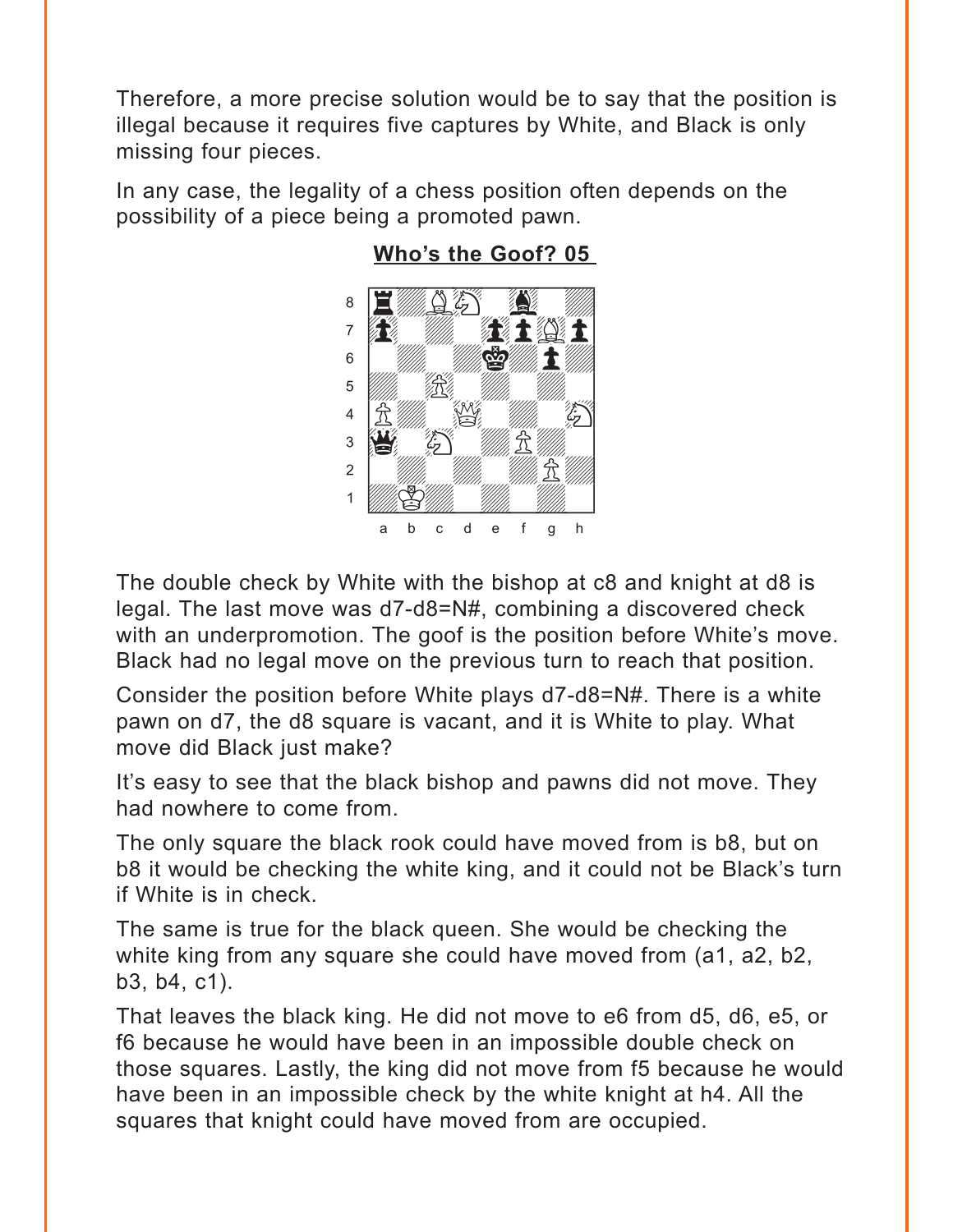Therefore, a more precise solution would be to say that the position is illegal because it requires five captures by White, and Black is only missing four pieces.

In any case, the legality of a chess position often depends on the possibility of a piece being a promoted pawn.

**Who's the Goof? 05**

The double check by White with the bishop at c8 and knight at d8 is legal. The last move was d7-d8=N#, combining a discovered check with an underpromotion. The goof is the position before White's move. Black had no legal move on the previous turn to reach that position.

Consider the position before White plays d7-d8=N#. There is a white pawn on d7, the d8 square is vacant, and it is White to play. What move did Black just make?

It's easy to see that the black bishop and pawns did not move. They had nowhere to come from.

The only square the black rook could have moved from is b8, but on b8 it would be checking the white king, and it could not be Black's turn if White is in check.

The same is true for the black queen. She would be checking the white king from any square she could have moved from (a1, a2, b2, b3, b4, c1).

That leaves the black king. He did not move to e6 from d5, d6, e5, or f6 because he would have been in an impossible double check on those squares. Lastly, the king did not move from f5 because he would have been in an impossible check by the white knight at h4. All the squares that knight could have moved from are occupied.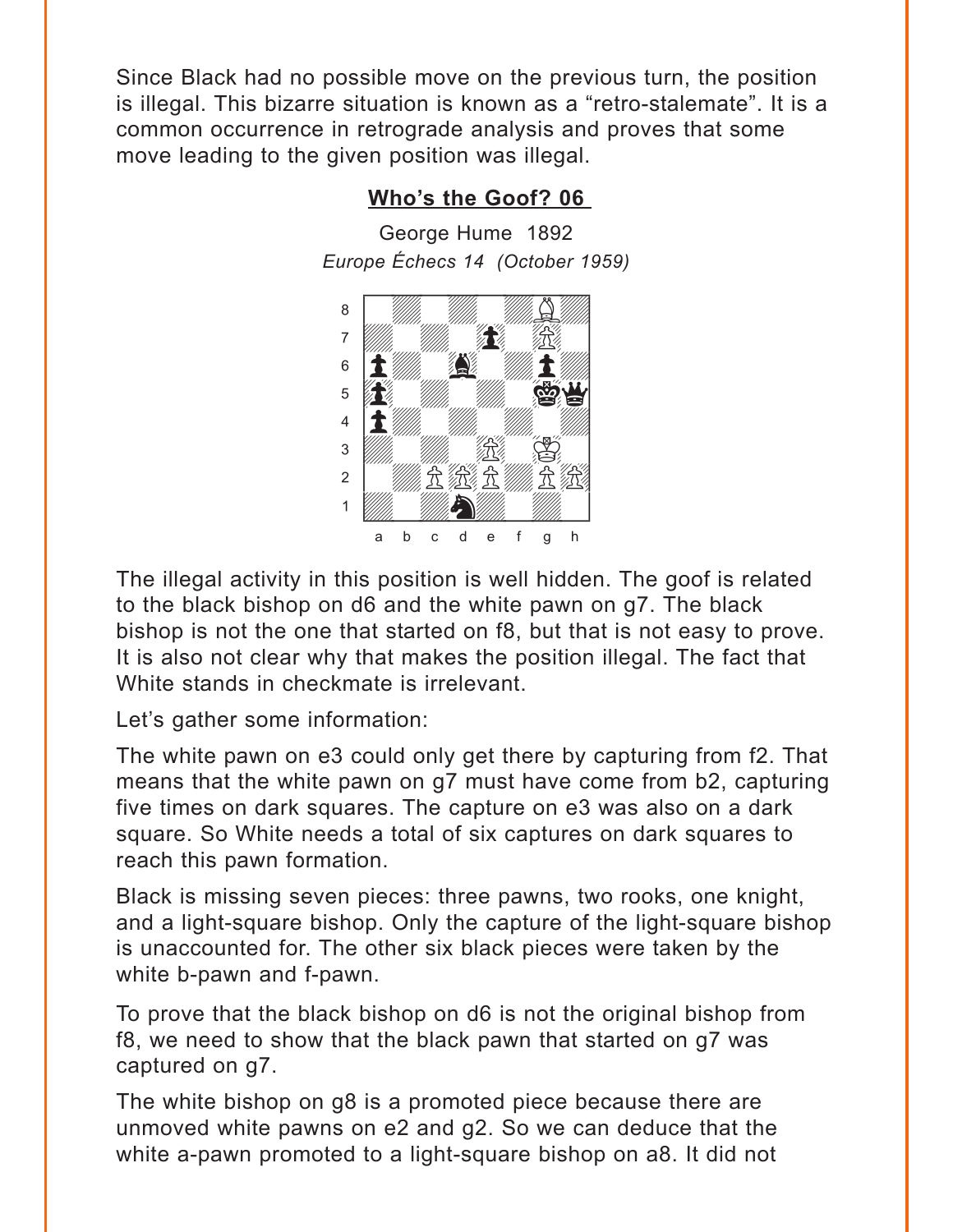Since Black had no possible move on the previous turn, the position is illegal. This bizarre situation is known as a "retro-stalemate". It is a common occurrence in retrograde analysis and proves that some move leading to the given position was illegal.

## Who's the Goof? 06

George Hume 1892

*Europe Échecs 14 (October 1959)*

The illegal activity in this position is well hidden. The goof is related to the black bishop on d6 and the white pawn on g7. The black bishop is not the one that started on f8, but that is not easy to prove. It is also not clear why that makes the position illegal. The fact that White stands in checkmate is irrelevant.

Let's gather some information:

The white pawn on e3 could only get there by capturing from f2. That means that the white pawn on g7 must have come from b2, capturing five times on dark squares. The capture on e3 was also on a dark square. So White needs a total of six captures on dark squares to reach this pawn formation.

Black is missing seven pieces: three pawns, two rooks, one knight, and a light-square bishop. Only the capture of the light-square bishop is unaccounted for. The other six black pieces were taken by the white b-pawn and f-pawn.

To prove that the black bishop on d6 is not the original bishop from f8, we need to show that the black pawn that started on g7 was captured on g7.

The white bishop on g8 is a promoted piece because there are unmoved white pawns on e2 and g2. So we can deduce that the white a-pawn promoted to a light-square bishop on a8. It did not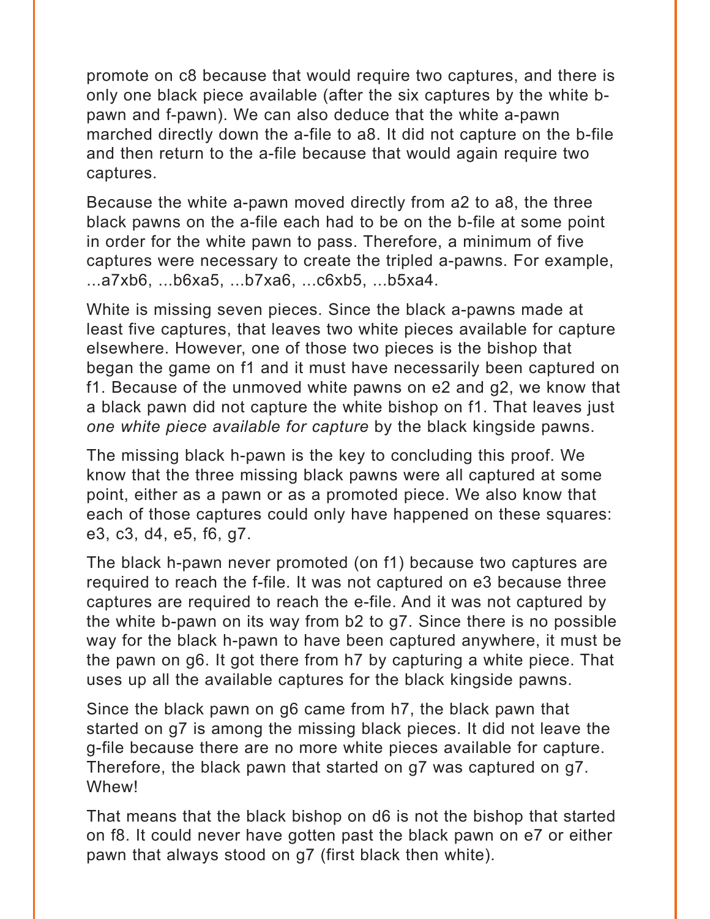promote on c8 because that would require two captures, and there is only one black piece available (after the six captures by the white b-pawn and f-pawn). We can also deduce that the white a-pawn marched directly down the a-file to a8. It did not capture on the b-file and then return to the a-file because that would again require two captures.

Because the white a-pawn moved directly from a2 to a8, the three black pawns on the a-file each had to be on the b-file at some point in order for the white pawn to pass. Therefore, a minimum of five captures were necessary to create the tripled a-pawns. For example, ...a7xb6, ...b6xa5, ...b7xa6, ...c6xb5, ...b5xa4.

White is missing seven pieces. Since the black a-pawns made at least five captures, that leaves two white pieces available for capture elsewhere. However, one of those two pieces is the bishop that began the game on f1 and it must have necessarily been captured on f1. Because of the unmoved white pawns on e2 and g2, we know that a black pawn did not capture the white bishop on f1. That leaves just *one white piece available for capture* by the black kingside pawns.

The missing black h-pawn is the key to concluding this proof. We know that the three missing black pawns were all captured at some point, either as a pawn or as a promoted piece. We also know that each of those captures could only have happened on these squares: e3, c3, d4, e5, f6, g7.

The black h-pawn never promoted (on f1) because two captures are required to reach the f-file. It was not captured on e3 because three captures are required to reach the e-file. And it was not captured by the white b-pawn on its way from b2 to g7. Since there is no possible way for the black h-pawn to have been captured anywhere, it must be the pawn on g6. It got there from h7 by capturing a white piece. That uses up all the available captures for the black kingside pawns.

Since the black pawn on g6 came from h7, the black pawn that started on g7 is among the missing black pieces. It did not leave the g-file because there are no more white pieces available for capture. Therefore, the black pawn that started on g7 was captured on g7. Whew!

That means that the black bishop on d6 is not the bishop that started on f8. It could never have gotten past the black pawn on e7 or either pawn that always stood on g7 (first black then white).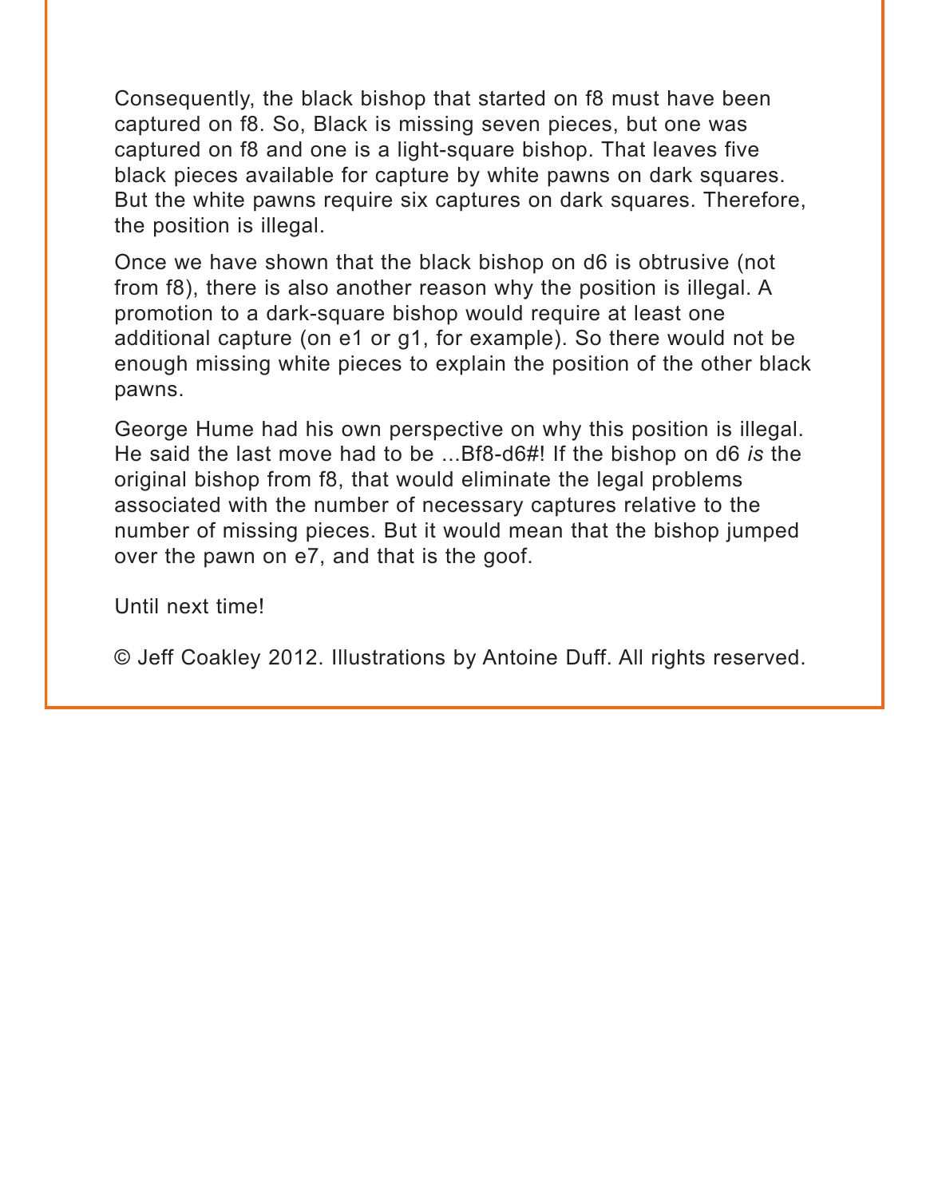Consequently, the black bishop that started on f8 must have been captured on f8. So, Black is missing seven pieces, but one was captured on f8 and one is a light-square bishop. That leaves five black pieces available for capture by white pawns on dark squares. But the white pawns require six captures on dark squares. Therefore, the position is illegal.

Once we have shown that the black bishop on d6 is obtrusive (not from f8), there is also another reason why the position is illegal. A promotion to a dark-square bishop would require at least one additional capture (on e1 or g1, for example). So there would not be enough missing white pieces to explain the position of the other black pawns.

George Hume had his own perspective on why this position is illegal. He said the last move had to be ...Bf8-d6#! If the bishop on d6 *is* the original bishop from f8, that would eliminate the legal problems associated with the number of necessary captures relative to the number of missing pieces. But it would mean that the bishop jumped over the pawn on e7, and that is the goof.

Until next time!

© Jeff Coakley 2012. Illustrations by Antoine Duff. All rights reserved.